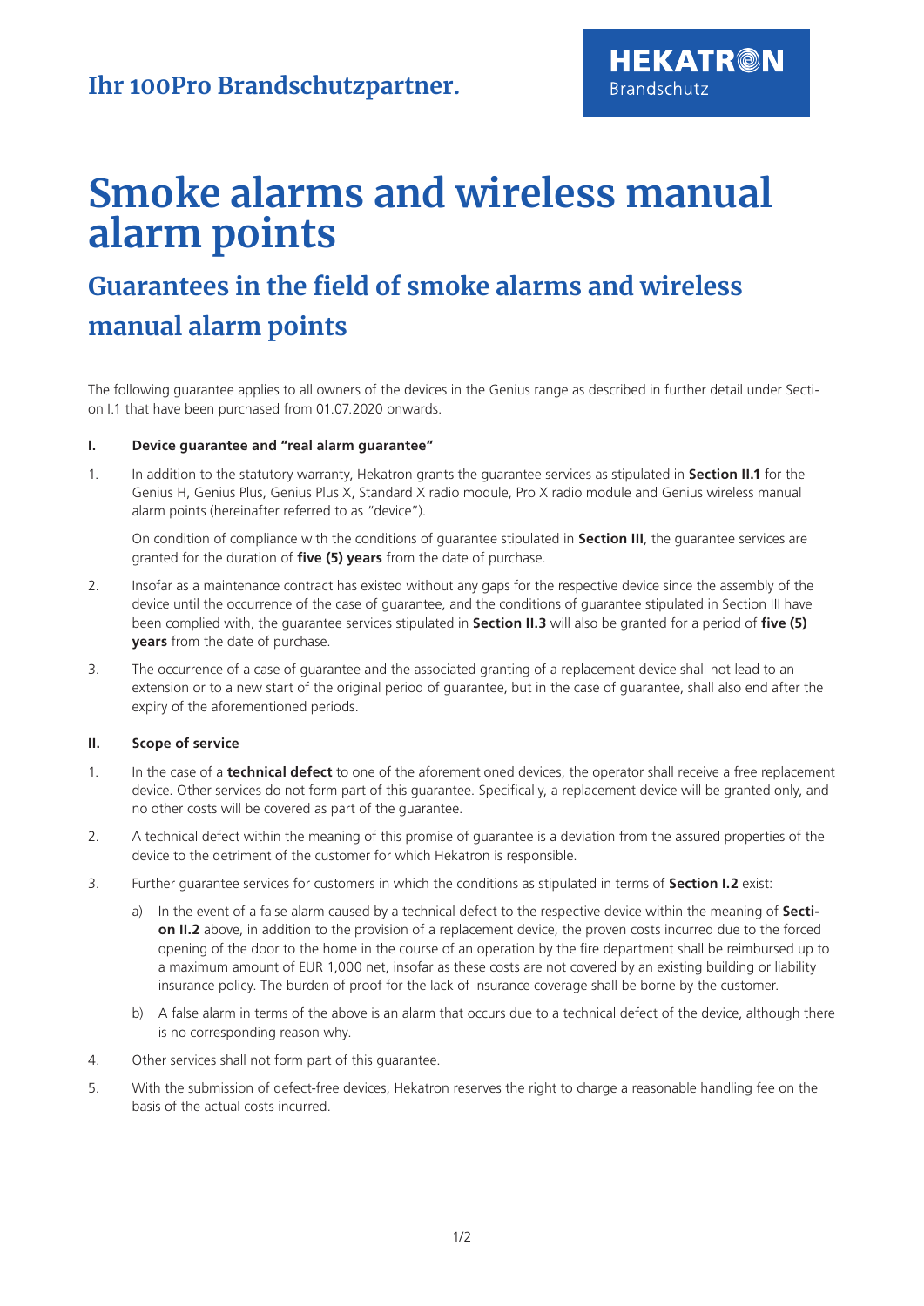Ihr 100Pro Brandschutzpartner.

HEKATRON Brandschutz

# Smoke alarms and wireless manual alarm points

## Guarantees in the field of smoke alarms and wireless manual alarm points

The following guarantee applies to all owners of the devices in the Genius range as described in further detail under Section I.1 that have been purchased from 01.07.2020 onwards.

### I. Device guarantee and "real alarm guarantee"

1. In addition to the statutory warranty, Hekatron grants the guarantee services as stipulated in **Section II.1** for the Genius H, Genius Plus, Genius Plus X, Standard X radio module, Pro X radio module and Genius wireless manual alarm points (hereinafter referred to as "device").

   On condition of compliance with the conditions of guarantee stipulated in **Section III**, the guarantee services are granted for the duration of **five (5) years** from the date of purchase.

2. Insofar as a maintenance contract has existed without any gaps for the respective device since the assembly of the device until the occurrence of the case of guarantee, and the conditions of guarantee stipulated in Section III have been complied with, the guarantee services stipulated in **Section II.3** will also be granted for a period of **five (5) years** from the date of purchase.

3. The occurrence of a case of guarantee and the associated granting of a replacement device shall not lead to an extension or to a new start of the original period of guarantee, but in the case of guarantee, shall also end after the expiry of the aforementioned periods.

### II. Scope of service

1. In the case of a **technical defect** to one of the aforementioned devices, the operator shall receive a free replacement device. Other services do not form part of this guarantee. Specifically, a replacement device will be granted only, and no other costs will be covered as part of the guarantee.

2. A technical defect within the meaning of this promise of guarantee is a deviation from the assured properties of the device to the detriment of the customer for which Hekatron is responsible.

3. Further guarantee services for customers in which the conditions as stipulated in terms of **Section I.2** exist:

   a) In the event of a false alarm caused by a technical defect to the respective device within the meaning of **Section II.2** above, in addition to the provision of a replacement device, the proven costs incurred due to the forced opening of the door to the home in the course of an operation by the fire department shall be reimbursed up to a maximum amount of EUR 1,000 net, insofar as these costs are not covered by an existing building or liability insurance policy. The burden of proof for the lack of insurance coverage shall be borne by the customer.

   b) A false alarm in terms of the above is an alarm that occurs due to a technical defect of the device, although there is no corresponding reason why.

4. Other services shall not form part of this guarantee.

5. With the submission of defect-free devices, Hekatron reserves the right to charge a reasonable handling fee on the basis of the actual costs incurred.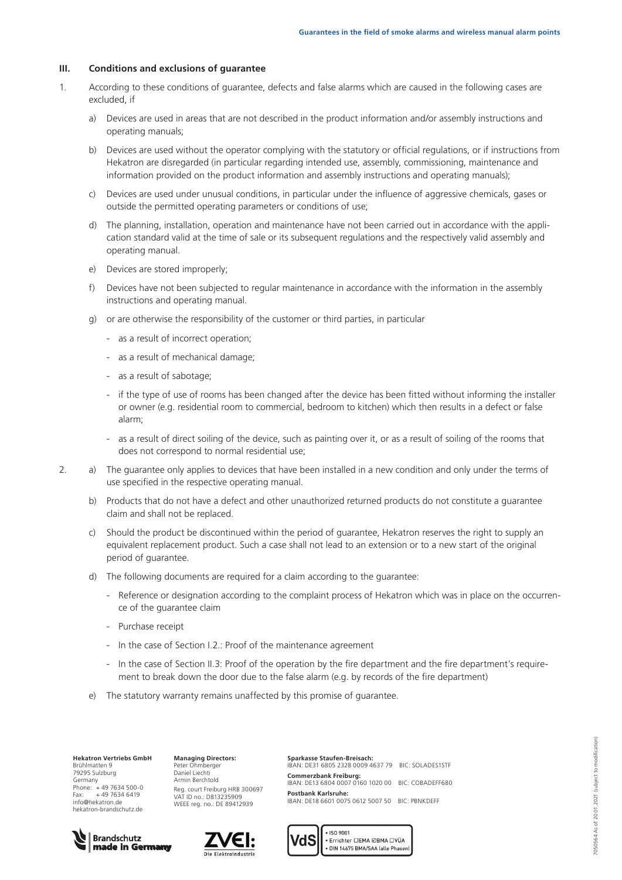## III. Conditions and exclusions of guarantee

1. According to these conditions of guarantee, defects and false alarms which are caused in the following cases are excluded, if

   a) Devices are used in areas that are not described in the product information and/or assembly instructions and operating manuals;

   b) Devices are used without the operator complying with the statutory or official regulations, or if instructions from Hekatron are disregarded (in particular regarding intended use, assembly, commissioning, maintenance and information provided on the product information and assembly instructions and operating manuals);

   c) Devices are used under unusual conditions, in particular under the influence of aggressive chemicals, gases or outside the permitted operating parameters or conditions of use;

   d) The planning, installation, operation and maintenance have not been carried out in accordance with the application standard valid at the time of sale or its subsequent regulations and the respectively valid assembly and operating manual.

   e) Devices are stored improperly;

   f) Devices have not been subjected to regular maintenance in accordance with the information in the assembly instructions and operating manual.

   g) or are otherwise the responsibility of the customer or third parties, in particular

      - as a result of incorrect operation;
      - as a result of mechanical damage;
      - as a result of sabotage;
      - if the type of use of rooms has been changed after the device has been fitted without informing the installer or owner (e.g. residential room to commercial, bedroom to kitchen) which then results in a defect or false alarm;
      - as a result of direct soiling of the device, such as painting over it, or as a result of soiling of the rooms that does not correspond to normal residential use;

2. a) The guarantee only applies to devices that have been installed in a new condition and only under the terms of use specified in the respective operating manual.

   b) Products that do not have a defect and other unauthorized returned products do not constitute a guarantee claim and shall not be replaced.

   c) Should the product be discontinued within the period of guarantee, Hekatron reserves the right to supply an equivalent replacement product. Such a case shall not lead to an extension or to a new start of the original period of guarantee.

   d) The following documents are required for a claim according to the guarantee:

      - Reference or designation according to the complaint process of Hekatron which was in place on the occurrence of the guarantee claim
      - Purchase receipt
      - In the case of Section I.2.: Proof of the maintenance agreement
      - In the case of Section II.3: Proof of the operation by the fire department and the fire department's requirement to break down the door due to the false alarm (e.g. by records of the fire department)

   e) The statutory warranty remains unaffected by this promise of guarantee.

**Hekatron Vertriebs GmbH**
Brühlmatten 9
79295 Sulzburg
Germany
Phone: + 49 7634 500-0
Fax: + 49 7634 6419
info@hekatron.de
hekatron-brandschutz.de

**Managing Directors:**
Peter Ohmberger
Daniel Liechti
Armin Berchtold
Reg. court Freiburg HRB 300697
VAT ID no.: D813235909
WEEE reg. no.: DE 89412939

**Sparkasse Staufen-Breisach:**
IBAN: DE31 6805 2328 0009 4637 79 BIC: SOLADES1STF
**Commerzbank Freiburg:**
IBAN: DE13 6804 0007 0160 1020 00 BIC: COBADEFF680
**Postbank Karlsruhe:**
IBAN: DE18 6601 0075 0612 5007 50 BIC: PBNKDEFF

Brandschutz made in Germany

ZVEI: Die Elektroindustrie

VdS
- ISO 9001
- Errichter ☐EMA ☑BMA ☐VÜA
- DIN 14675 BMA/SAA (alle Phasen)

7050564 As of 20.01.2021 (subject to modification)